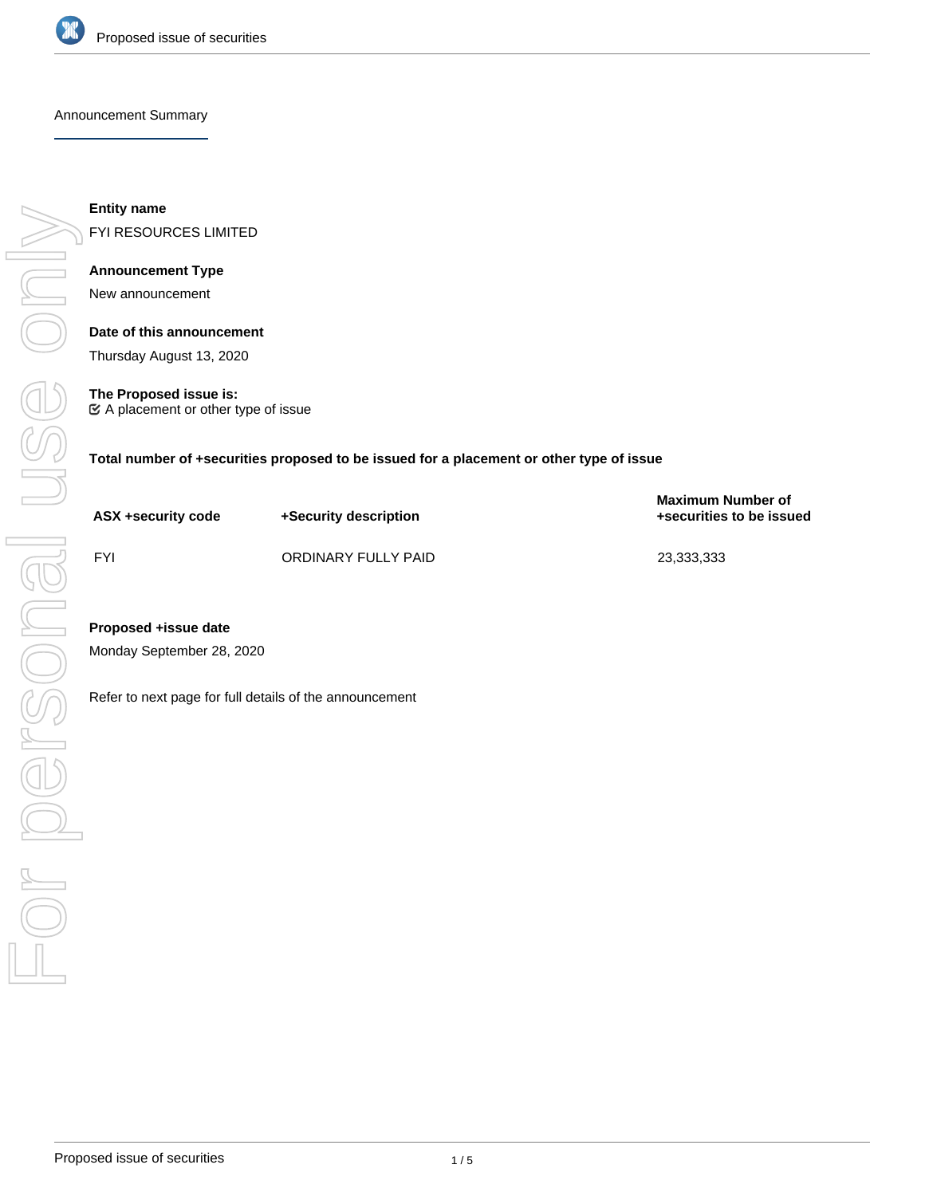## Announcement Summary

**Entity name**

FYI RESOURCES LIMITED

**Announcement Type**

New announcement

**Date of this announcement**

Thursday August 13, 2020

**The Proposed issue is:**

☑ A placement or other type of issue

**Total number of +securities proposed to be issued for a placement or other type of issue**

| ASX +security code | +Security description | Maximum Number of +securities to be issued |
| --- | --- | --- |
| FYI | ORDINARY FULLY PAID | 23,333,333 |

**Proposed +issue date**

Monday September 28, 2020

Refer to next page for full details of the announcement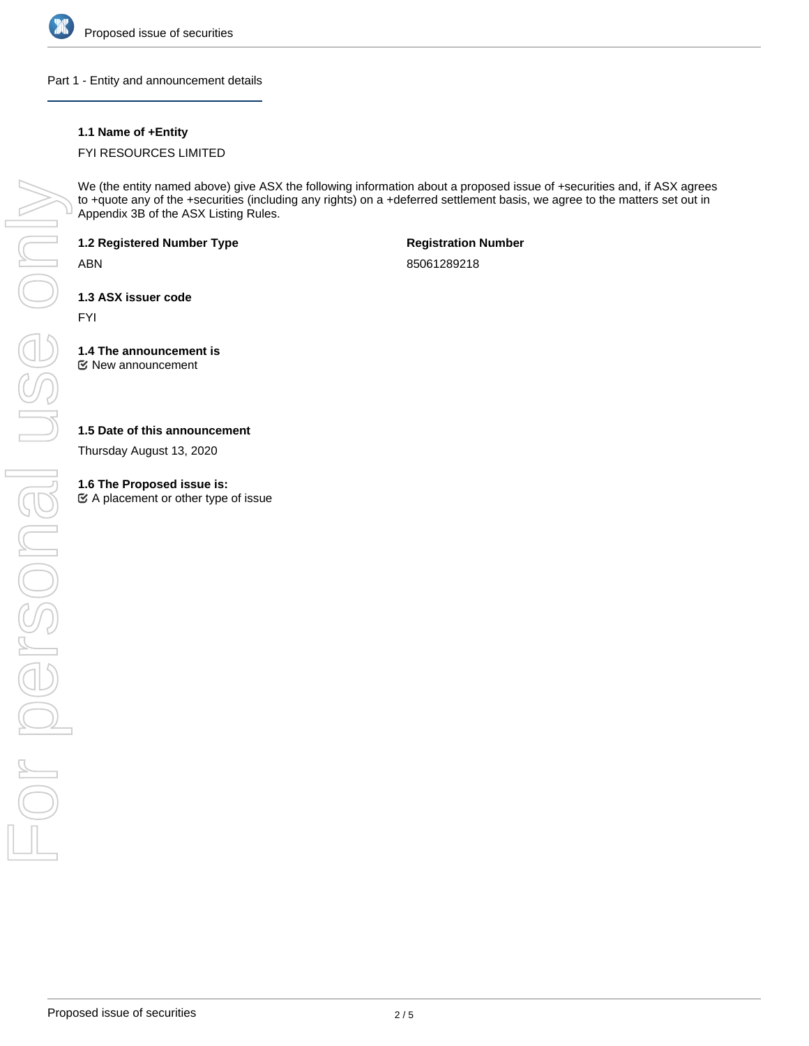## Part 1 - Entity and announcement details

### 1.1 Name of +Entity

FYI RESOURCES LIMITED

We (the entity named above) give ASX the following information about a proposed issue of +securities and, if ASX agrees to +quote any of the +securities (including any rights) on a +deferred settlement basis, we agree to the matters set out in Appendix 3B of the ASX Listing Rules.

| 1.2 Registered Number Type | Registration Number |
|---|---|
| ABN | 85061289218 |

### 1.3 ASX issuer code

FYI

### 1.4 The announcement is

☑ New announcement

### 1.5 Date of this announcement

Thursday August 13, 2020

### 1.6 The Proposed issue is:

☑ A placement or other type of issue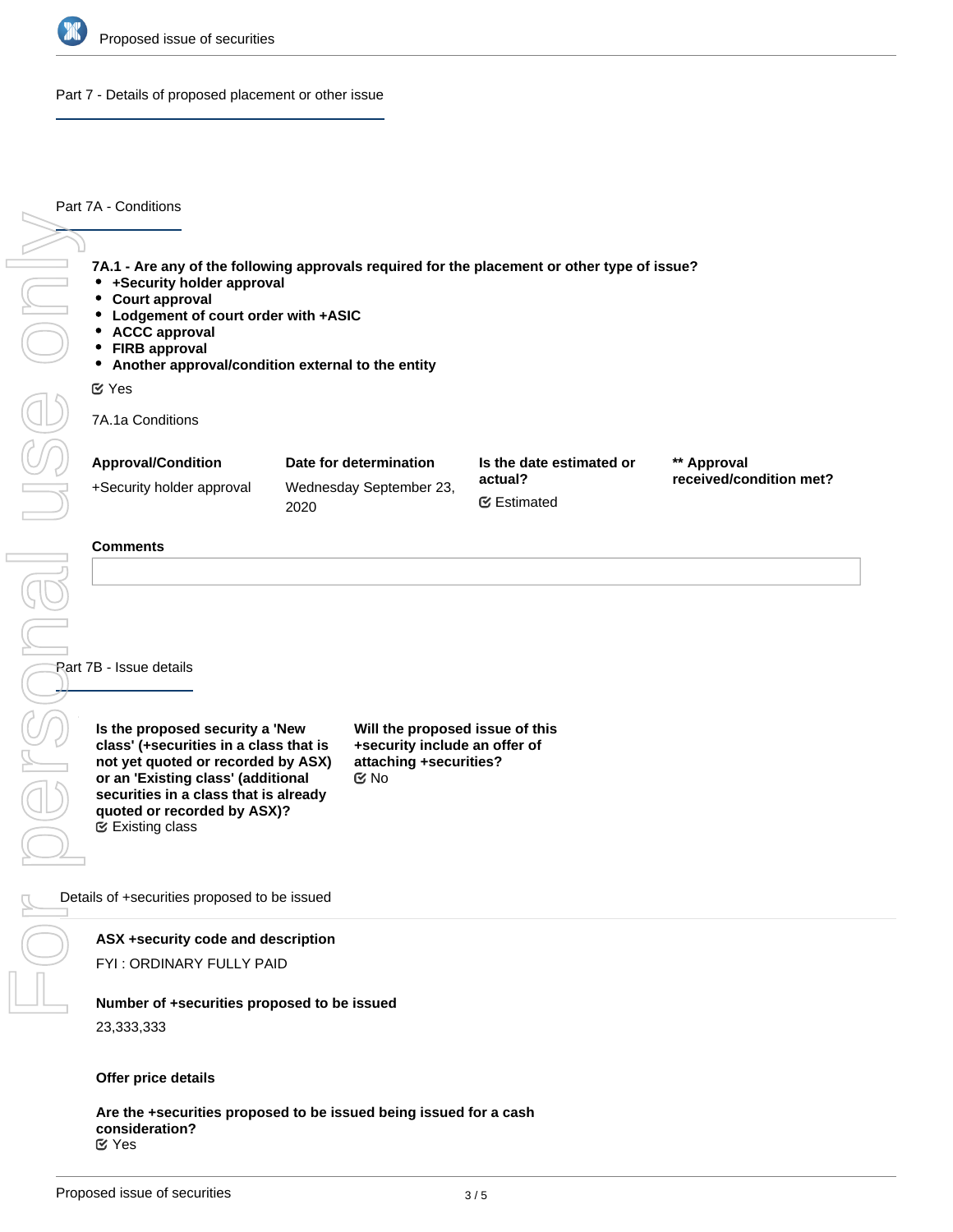## Part 7 - Details of proposed placement or other issue

### Part 7A - Conditions

**7A.1 - Are any of the following approvals required for the placement or other type of issue?**

- **+Security holder approval**
- **Court approval**
- **Lodgement of court order with +ASIC**
- **ACCC approval**
- **FIRB approval**
- **Another approval/condition external to the entity**

Yes

7A.1a Conditions

| Approval/Condition | Date for determination | Is the date estimated or actual? | ** Approval received/condition met? |
|---|---|---|---|
| +Security holder approval | Wednesday September 23, 2020 | Estimated | |

**Comments**

### Part 7B - Issue details

**Is the proposed security a 'New class' (+securities in a class that is not yet quoted or recorded by ASX) or an 'Existing class' (additional securities in a class that is already quoted or recorded by ASX)?**
Existing class

**Will the proposed issue of this +security include an offer of attaching +securities?**
No

Details of +securities proposed to be issued

**ASX +security code and description**

FYI : ORDINARY FULLY PAID

**Number of +securities proposed to be issued**

23,333,333

**Offer price details**

**Are the +securities proposed to be issued being issued for a cash consideration?**
Yes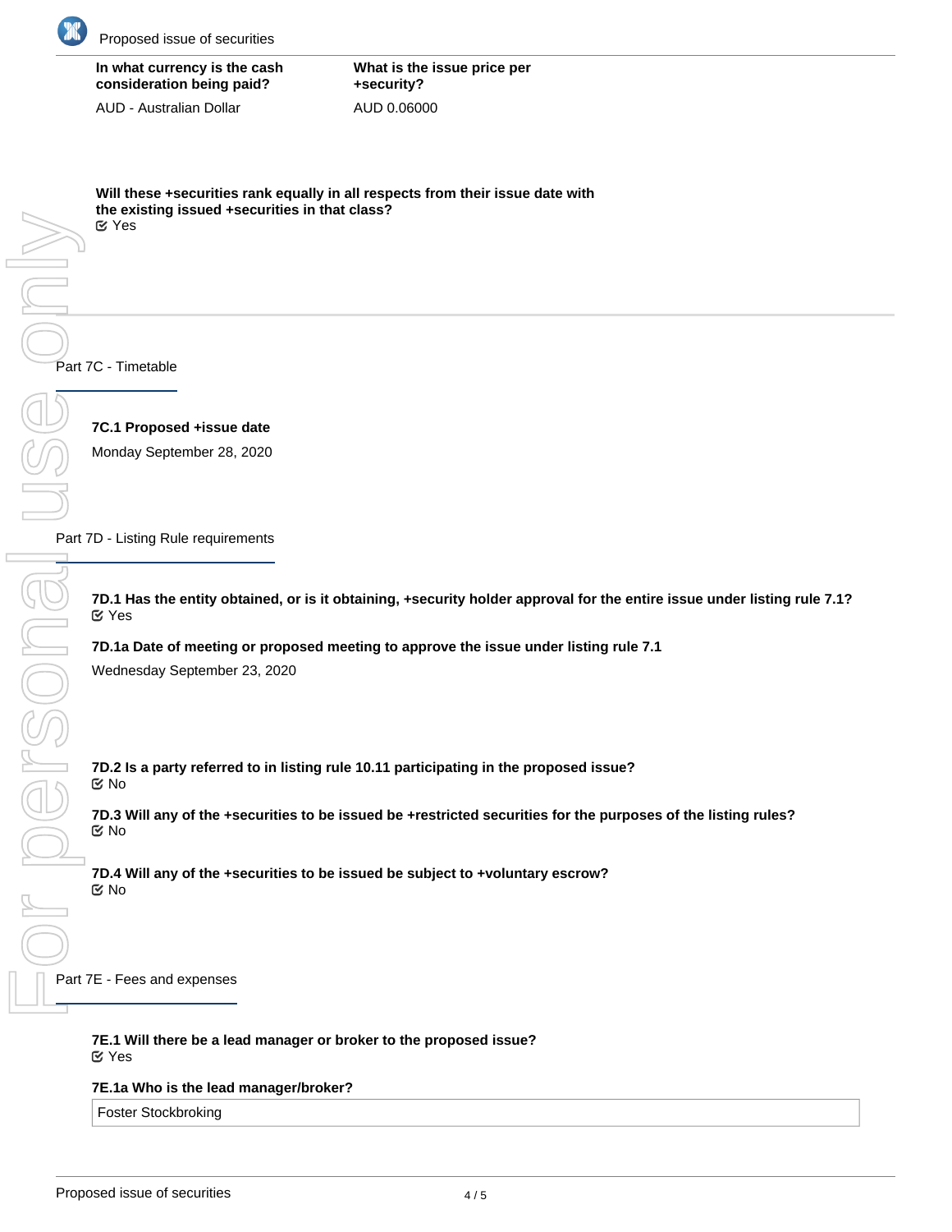**In what currency is the cash consideration being paid?**

AUD - Australian Dollar

**What is the issue price per +security?**

AUD 0.06000

**Will these +securities rank equally in all respects from their issue date with the existing issued +securities in that class?**

Yes

## Part 7C - Timetable

**7C.1 Proposed +issue date**

Monday September 28, 2020

## Part 7D - Listing Rule requirements

**7D.1 Has the entity obtained, or is it obtaining, +security holder approval for the entire issue under listing rule 7.1?**

Yes

**7D.1a Date of meeting or proposed meeting to approve the issue under listing rule 7.1**

Wednesday September 23, 2020

**7D.2 Is a party referred to in listing rule 10.11 participating in the proposed issue?**

No

**7D.3 Will any of the +securities to be issued be +restricted securities for the purposes of the listing rules?**

No

**7D.4 Will any of the +securities to be issued be subject to +voluntary escrow?**

No

## Part 7E - Fees and expenses

**7E.1 Will there be a lead manager or broker to the proposed issue?**

Yes

**7E.1a Who is the lead manager/broker?**

Foster Stockbroking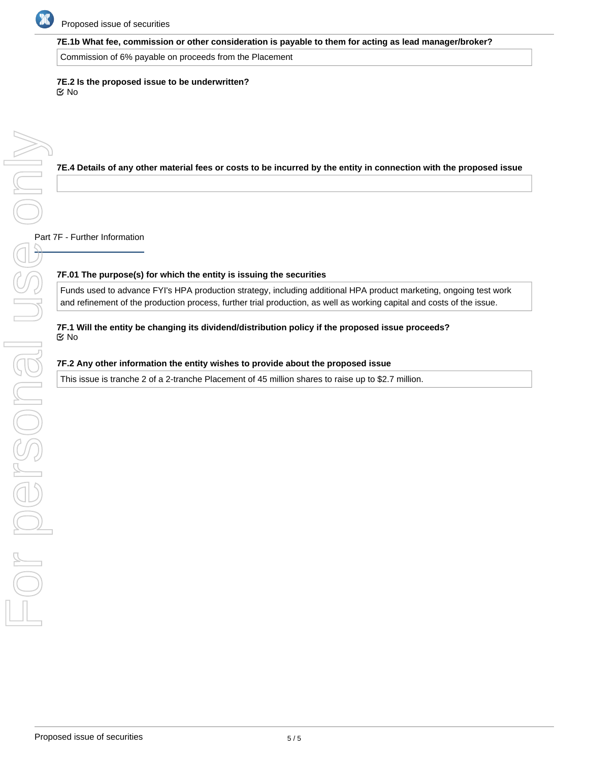**7E.1b What fee, commission or other consideration is payable to them for acting as lead manager/broker?**

Commission of 6% payable on proceeds from the Placement

**7E.2 Is the proposed issue to be underwritten?**

☑ No

**7E.4 Details of any other material fees or costs to be incurred by the entity in connection with the proposed issue**

## Part 7F - Further Information

**7F.01 The purpose(s) for which the entity is issuing the securities**

Funds used to advance FYI's HPA production strategy, including additional HPA product marketing, ongoing test work and refinement of the production process, further trial production, as well as working capital and costs of the issue.

**7F.1 Will the entity be changing its dividend/distribution policy if the proposed issue proceeds?**

☑ No

**7F.2 Any other information the entity wishes to provide about the proposed issue**

This issue is tranche 2 of a 2-tranche Placement of 45 million shares to raise up to $2.7 million.